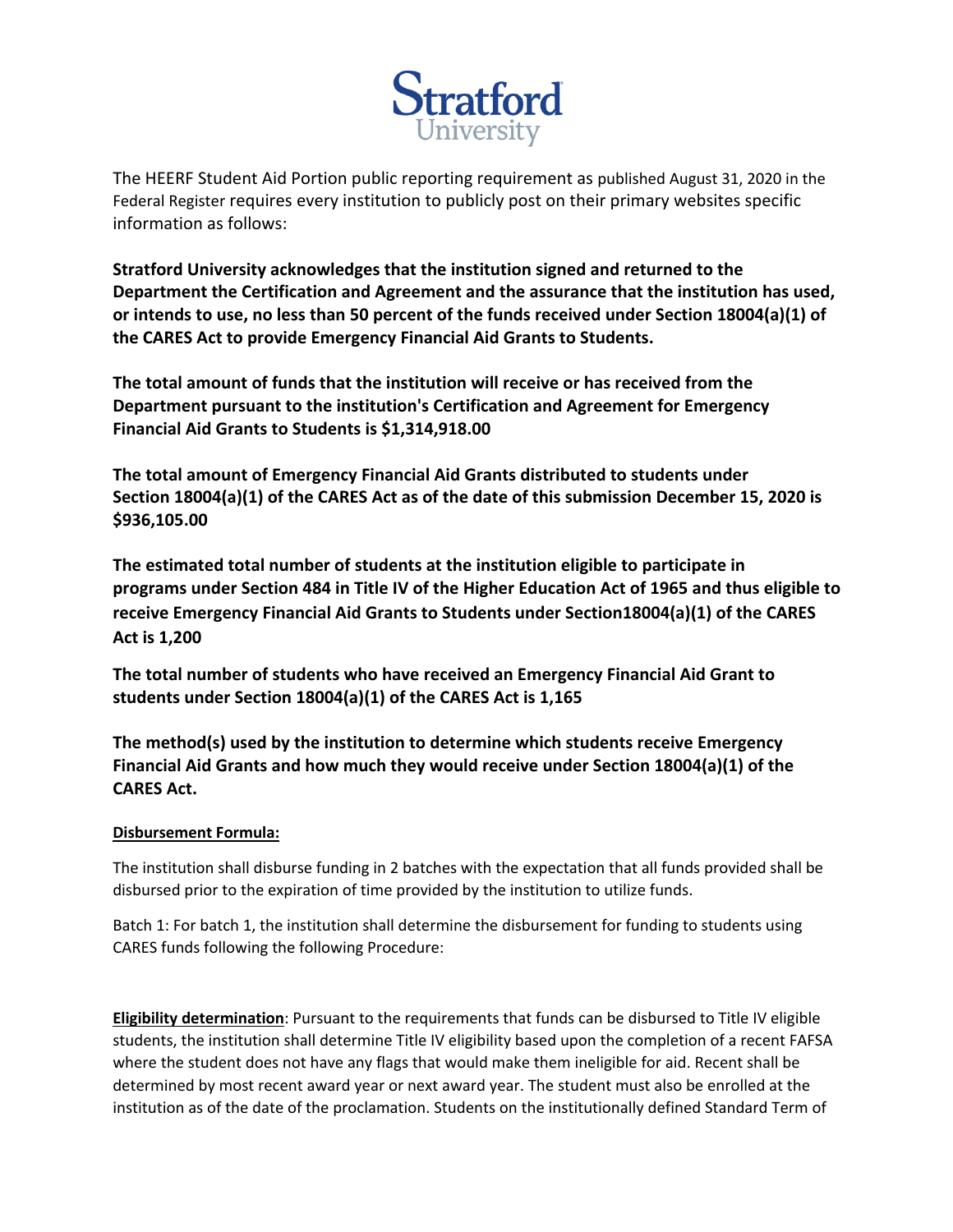# Stratford University

The HEERF Student Aid Portion public reporting requirement as published August 31, 2020 in the Federal Register requires every institution to publicly post on their primary websites specific information as follows:

**Stratford University acknowledges that the institution signed and returned to the Department the Certification and Agreement and the assurance that the institution has used, or intends to use, no less than 50 percent of the funds received under Section 18004(a)(1) of the CARES Act to provide Emergency Financial Aid Grants to Students.**

**The total amount of funds that the institution will receive or has received from the Department pursuant to the institution's Certification and Agreement for Emergency Financial Aid Grants to Students is $1,314,918.00**

**The total amount of Emergency Financial Aid Grants distributed to students under Section 18004(a)(1) of the CARES Act as of the date of this submission December 15, 2020 is $936,105.00**

**The estimated total number of students at the institution eligible to participate in programs under Section 484 in Title IV of the Higher Education Act of 1965 and thus eligible to receive Emergency Financial Aid Grants to Students under Section18004(a)(1) of the CARES Act is 1,200**

**The total number of students who have received an Emergency Financial Aid Grant to students under Section 18004(a)(1) of the CARES Act is 1,165**

**The method(s) used by the institution to determine which students receive Emergency Financial Aid Grants and how much they would receive under Section 18004(a)(1) of the CARES Act.**

**Disbursement Formula:**

The institution shall disburse funding in 2 batches with the expectation that all funds provided shall be disbursed prior to the expiration of time provided by the institution to utilize funds.

Batch 1: For batch 1, the institution shall determine the disbursement for funding to students using CARES funds following the following Procedure:

**Eligibility determination**: Pursuant to the requirements that funds can be disbursed to Title IV eligible students, the institution shall determine Title IV eligibility based upon the completion of a recent FAFSA where the student does not have any flags that would make them ineligible for aid. Recent shall be determined by most recent award year or next award year. The student must also be enrolled at the institution as of the date of the proclamation. Students on the institutionally defined Standard Term of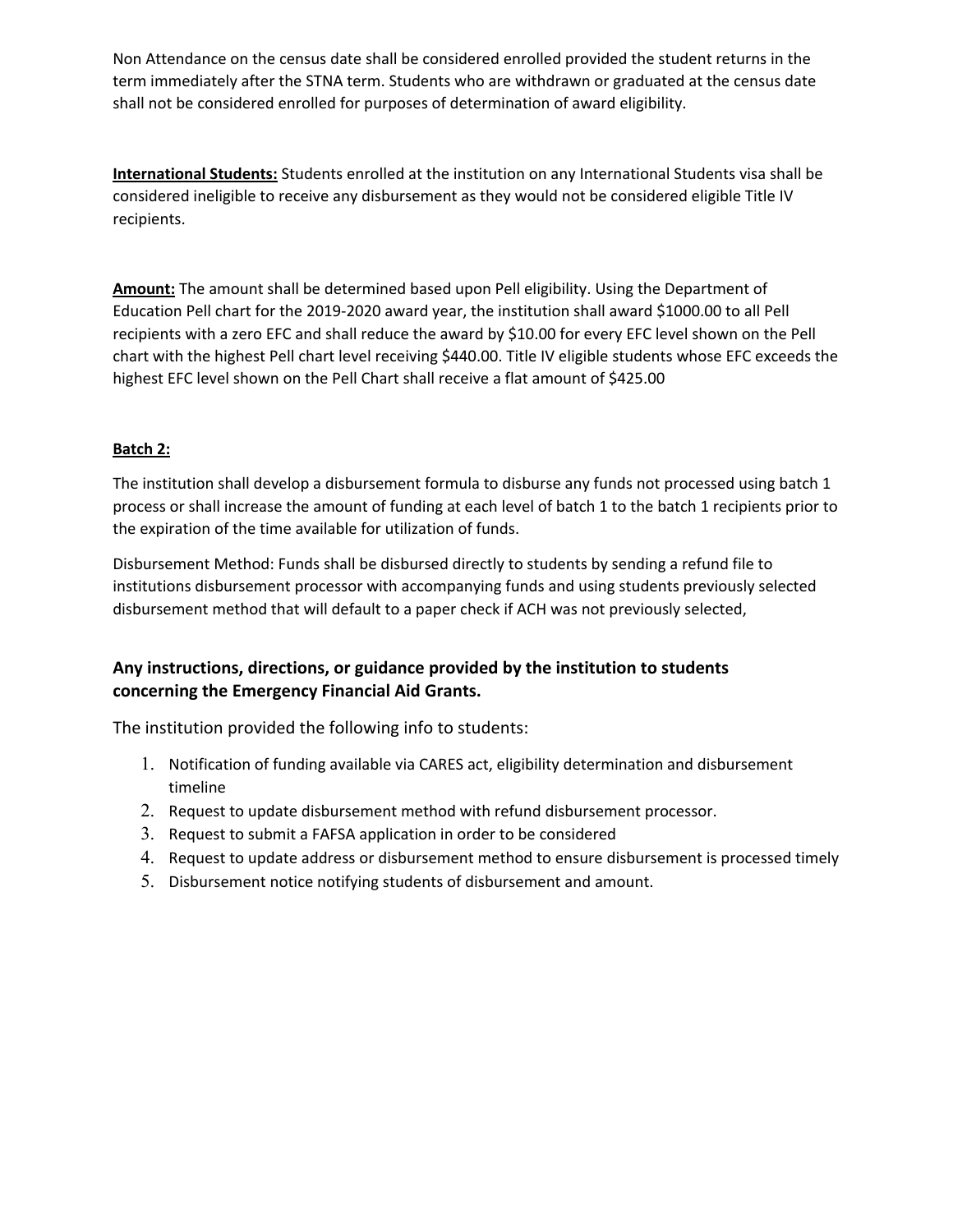Non Attendance on the census date shall be considered enrolled provided the student returns in the term immediately after the STNA term. Students who are withdrawn or graduated at the census date shall not be considered enrolled for purposes of determination of award eligibility.

**International Students:** Students enrolled at the institution on any International Students visa shall be considered ineligible to receive any disbursement as they would not be considered eligible Title IV recipients.

**Amount:** The amount shall be determined based upon Pell eligibility. Using the Department of Education Pell chart for the 2019-2020 award year, the institution shall award $1000.00 to all Pell recipients with a zero EFC and shall reduce the award by $10.00 for every EFC level shown on the Pell chart with the highest Pell chart level receiving $440.00. Title IV eligible students whose EFC exceeds the highest EFC level shown on the Pell Chart shall receive a flat amount of $425.00

**Batch 2:**

The institution shall develop a disbursement formula to disburse any funds not processed using batch 1 process or shall increase the amount of funding at each level of batch 1 to the batch 1 recipients prior to the expiration of the time available for utilization of funds.

Disbursement Method: Funds shall be disbursed directly to students by sending a refund file to institutions disbursement processor with accompanying funds and using students previously selected disbursement method that will default to a paper check if ACH was not previously selected,

### Any instructions, directions, or guidance provided by the institution to students concerning the Emergency Financial Aid Grants.

The institution provided the following info to students:

1. Notification of funding available via CARES act, eligibility determination and disbursement timeline
2. Request to update disbursement method with refund disbursement processor.
3. Request to submit a FAFSA application in order to be considered
4. Request to update address or disbursement method to ensure disbursement is processed timely
5. Disbursement notice notifying students of disbursement and amount.